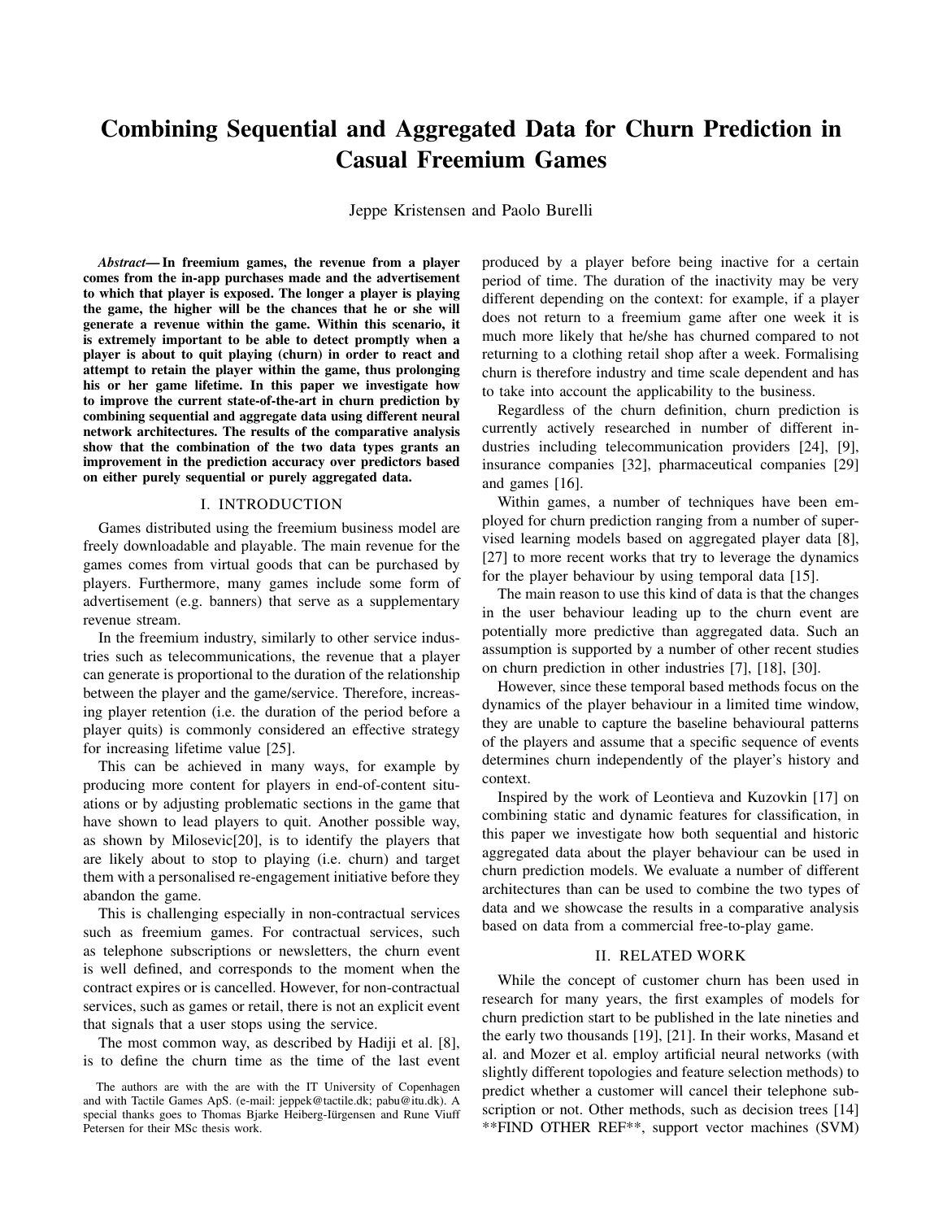# Combining Sequential and Aggregated Data for Churn Prediction in Casual Freemium Games

Jeppe Kristensen and Paolo Burelli

***Abstract*— In freemium games, the revenue from a player comes from the in-app purchases made and the advertisement to which that player is exposed. The longer a player is playing the game, the higher will be the chances that he or she will generate a revenue within the game. Within this scenario, it is extremely important to be able to detect promptly when a player is about to quit playing (churn) in order to react and attempt to retain the player within the game, thus prolonging his or her game lifetime. In this paper we investigate how to improve the current state-of-the-art in churn prediction by combining sequential and aggregate data using different neural network architectures. The results of the comparative analysis show that the combination of the two data types grants an improvement in the prediction accuracy over predictors based on either purely sequential or purely aggregated data.**

## I. INTRODUCTION

Games distributed using the freemium business model are freely downloadable and playable. The main revenue for the games comes from virtual goods that can be purchased by players. Furthermore, many games include some form of advertisement (e.g. banners) that serve as a supplementary revenue stream.

In the freemium industry, similarly to other service industries such as telecommunications, the revenue that a player can generate is proportional to the duration of the relationship between the player and the game/service. Therefore, increasing player retention (i.e. the duration of the period before a player quits) is commonly considered an effective strategy for increasing lifetime value [25].

This can be achieved in many ways, for example by producing more content for players in end-of-content situations or by adjusting problematic sections in the game that have shown to lead players to quit. Another possible way, as shown by Milosevic[20], is to identify the players that are likely about to stop to playing (i.e. churn) and target them with a personalised re-engagement initiative before they abandon the game.

This is challenging especially in non-contractual services such as freemium games. For contractual services, such as telephone subscriptions or newsletters, the churn event is well defined, and corresponds to the moment when the contract expires or is cancelled. However, for non-contractual services, such as games or retail, there is not an explicit event that signals that a user stops using the service.

The most common way, as described by Hadiji et al. [8], is to define the churn time as the time of the last event produced by a player before being inactive for a certain period of time. The duration of the inactivity may be very different depending on the context: for example, if a player does not return to a freemium game after one week it is much more likely that he/she has churned compared to not returning to a clothing retail shop after a week. Formalising churn is therefore industry and time scale dependent and has to take into account the applicability to the business.

Regardless of the churn definition, churn prediction is currently actively researched in number of different industries including telecommunication providers [24], [9], insurance companies [32], pharmaceutical companies [29] and games [16].

Within games, a number of techniques have been employed for churn prediction ranging from a number of supervised learning models based on aggregated player data [8], [27] to more recent works that try to leverage the dynamics for the player behaviour by using temporal data [15].

The main reason to use this kind of data is that the changes in the user behaviour leading up to the churn event are potentially more predictive than aggregated data. Such an assumption is supported by a number of other recent studies on churn prediction in other industries [7], [18], [30].

However, since these temporal based methods focus on the dynamics of the player behaviour in a limited time window, they are unable to capture the baseline behavioural patterns of the players and assume that a specific sequence of events determines churn independently of the player's history and context.

Inspired by the work of Leontieva and Kuzovkin [17] on combining static and dynamic features for classification, in this paper we investigate how both sequential and historic aggregated data about the player behaviour can be used in churn prediction models. We evaluate a number of different architectures than can be used to combine the two types of data and we showcase the results in a comparative analysis based on data from a commercial free-to-play game.

## II. RELATED WORK

While the concept of customer churn has been used in research for many years, the first examples of models for churn prediction start to be published in the late nineties and the early two thousands [19], [21]. In their works, Masand et al. and Mozer et al. employ artificial neural networks (with slightly different topologies and feature selection methods) to predict whether a customer will cancel their telephone subscription or not. Other methods, such as decision trees [14] **FIND OTHER REF**, support vector machines (SVM)

The authors are with the are with the IT University of Copenhagen and with Tactile Games ApS. (e-mail: jeppek@tactile.dk; pabu@itu.dk). A special thanks goes to Thomas Bjarke Heiberg-Iürgensen and Rune Viuff Petersen for their MSc thesis work.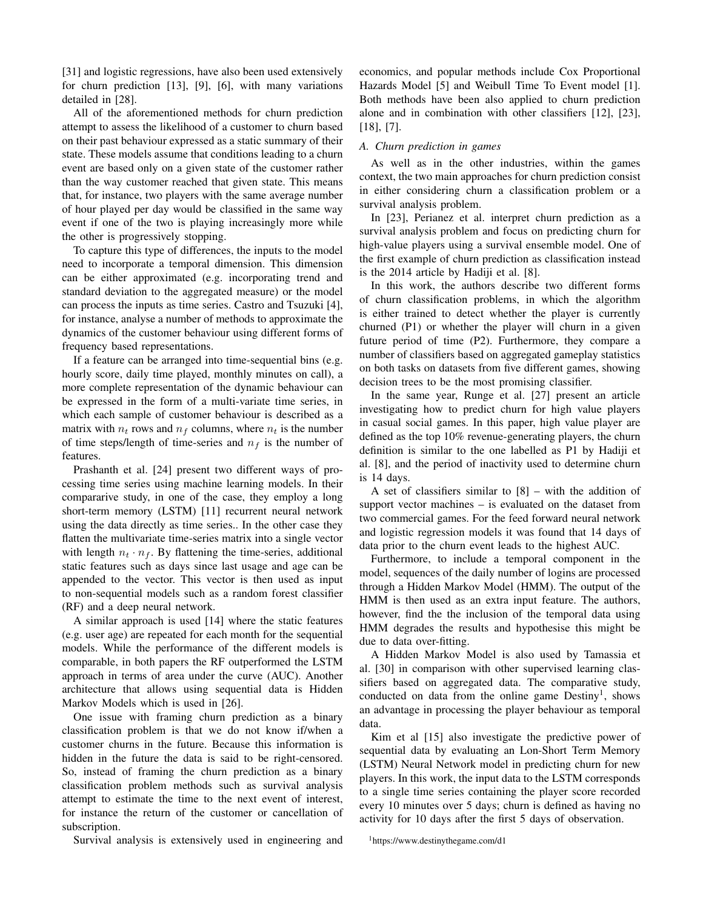[31] and logistic regressions, have also been used extensively for churn prediction [13], [9], [6], with many variations detailed in [28].

All of the aforementioned methods for churn prediction attempt to assess the likelihood of a customer to churn based on their past behaviour expressed as a static summary of their state. These models assume that conditions leading to a churn event are based only on a given state of the customer rather than the way customer reached that given state. This means that, for instance, two players with the same average number of hour played per day would be classified in the same way event if one of the two is playing increasingly more while the other is progressively stopping.

To capture this type of differences, the inputs to the model need to incorporate a temporal dimension. This dimension can be either approximated (e.g. incorporating trend and standard deviation to the aggregated measure) or the model can process the inputs as time series. Castro and Tsuzuki [4], for instance, analyse a number of methods to approximate the dynamics of the customer behaviour using different forms of frequency based representations.

If a feature can be arranged into time-sequential bins (e.g. hourly score, daily time played, monthly minutes on call), a more complete representation of the dynamic behaviour can be expressed in the form of a multi-variate time series, in which each sample of customer behaviour is described as a matrix with $n_t$ rows and $n_f$ columns, where $n_t$ is the number of time steps/length of time-series and $n_f$ is the number of features.

Prashanth et al. [24] present two different ways of processing time series using machine learning models. In their compararive study, in one of the case, they employ a long short-term memory (LSTM) [11] recurrent neural network using the data directly as time series.. In the other case they flatten the multivariate time-series matrix into a single vector with length $n_t \cdot n_f$. By flattening the time-series, additional static features such as days since last usage and age can be appended to the vector. This vector is then used as input to non-sequential models such as a random forest classifier (RF) and a deep neural network.

A similar approach is used [14] where the static features (e.g. user age) are repeated for each month for the sequential models. While the performance of the different models is comparable, in both papers the RF outperformed the LSTM approach in terms of area under the curve (AUC). Another architecture that allows using sequential data is Hidden Markov Models which is used in [26].

One issue with framing churn prediction as a binary classification problem is that we do not know if/when a customer churns in the future. Because this information is hidden in the future the data is said to be right-censored. So, instead of framing the churn prediction as a binary classification problem methods such as survival analysis attempt to estimate the time to the next event of interest, for instance the return of the customer or cancellation of subscription.

Survival analysis is extensively used in engineering and economics, and popular methods include Cox Proportional Hazards Model [5] and Weibull Time To Event model [1]. Both methods have been also applied to churn prediction alone and in combination with other classifiers [12], [23], [18], [7].

### A. Churn prediction in games

As well as in the other industries, within the games context, the two main approaches for churn prediction consist in either considering churn a classification problem or a survival analysis problem.

In [23], Perianez et al. interpret churn prediction as a survival analysis problem and focus on predicting churn for high-value players using a survival ensemble model. One of the first example of churn prediction as classification instead is the 2014 article by Hadiji et al. [8].

In this work, the authors describe two different forms of churn classification problems, in which the algorithm is either trained to detect whether the player is currently churned (P1) or whether the player will churn in a given future period of time (P2). Furthermore, they compare a number of classifiers based on aggregated gameplay statistics on both tasks on datasets from five different games, showing decision trees to be the most promising classifier.

In the same year, Runge et al. [27] present an article investigating how to predict churn for high value players in casual social games. In this paper, high value player are defined as the top 10% revenue-generating players, the churn definition is similar to the one labelled as P1 by Hadiji et al. [8], and the period of inactivity used to determine churn is 14 days.

A set of classifiers similar to [8] – with the addition of support vector machines – is evaluated on the dataset from two commercial games. For the feed forward neural network and logistic regression models it was found that 14 days of data prior to the churn event leads to the highest AUC.

Furthermore, to include a temporal component in the model, sequences of the daily number of logins are processed through a Hidden Markov Model (HMM). The output of the HMM is then used as an extra input feature. The authors, however, find the the inclusion of the temporal data using HMM degrades the results and hypothesise this might be due to data over-fitting.

A Hidden Markov Model is also used by Tamassia et al. [30] in comparison with other supervised learning classifiers based on aggregated data. The comparative study, conducted on data from the online game Destiny[1], shows an advantage in processing the player behaviour as temporal data.

Kim et al [15] also investigate the predictive power of sequential data by evaluating an Lon-Short Term Memory (LSTM) Neural Network model in predicting churn for new players. In this work, the input data to the LSTM corresponds to a single time series containing the player score recorded every 10 minutes over 5 days; churn is defined as having no activity for 10 days after the first 5 days of observation.

[1]https://www.destinythegame.com/d1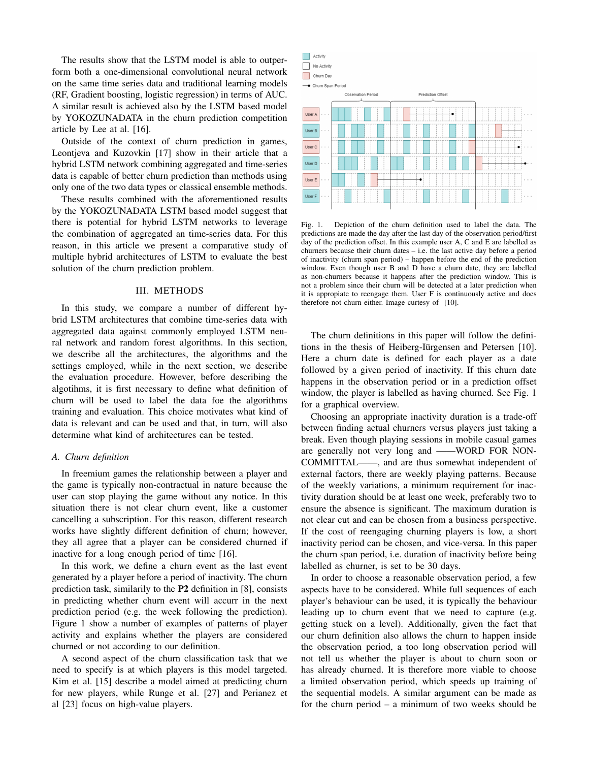The results show that the LSTM model is able to outperform both a one-dimensional convolutional neural network on the same time series data and traditional learning models (RF, Gradient boosting, logistic regression) in terms of AUC. A similar result is achieved also by the LSTM based model by YOKOZUNADATA in the churn prediction competition article by Lee at al. [16].

Outside of the context of churn prediction in games, Leontjeva and Kuzovkin [17] show in their article that a hybrid LSTM network combining aggregated and time-series data is capable of better churn prediction than methods using only one of the two data types or classical ensemble methods.

These results combined with the aforementioned results by the YOKOZUNADATA LSTM based model suggest that there is potential for hybrid LSTM networks to leverage the combination of aggregated an time-series data. For this reason, in this article we present a comparative study of multiple hybrid architectures of LSTM to evaluate the best solution of the churn prediction problem.

## III. METHODS

In this study, we compare a number of different hybrid LSTM architectures that combine time-series data with aggregated data against commonly employed LSTM neural network and random forest algorithms. In this section, we describe all the architectures, the algorithms and the settings employed, while in the next section, we describe the evaluation procedure. However, before describing the algotihms, it is first necessary to define what definition of churn will be used to label the data foe the algorithms training and evaluation. This choice motivates what kind of data is relevant and can be used and that, in turn, will also determine what kind of architectures can be tested.

### *A. Churn definition*

In freemium games the relationship between a player and the game is typically non-contractual in nature because the user can stop playing the game without any notice. In this situation there is not clear churn event, like a customer cancelling a subscription. For this reason, different research works have slightly different definition of churn; however, they all agree that a player can be considered churned if inactive for a long enough period of time [16].

In this work, we define a churn event as the last event generated by a player before a period of inactivity. The churn prediction task, similarily to the **P2** definition in [8], consists in predicting whether churn event will accurr in the next prediction period (e.g. the week following the prediction). Figure 1 show a number of examples of patterns of player activity and explains whether the players are considered churned or not according to our definition.

A second aspect of the churn classification task that we need to specify is at which players is this model targeted. Kim et al. [15] describe a model aimed at predicting churn for new players, while Runge et al. [27] and Perianez et al [23] focus on high-value players.

Activity
No Activity
Churn Day
Churn Span Period
Observation Period
Prediction Offset
User A
User B
User C
User D
User E
User F

Fig. 1. Depiction of the churn definition used to label the data. The predictions are made the day after the last day of the observation period/first day of the prediction offset. In this example user A, C and E are labelled as churners because their churn dates – i.e. the last active day before a period of inactivity (churn span period) – happen before the end of the prediction window. Even though user B and D have a churn date, they are labelled as non-churners because it happens after the prediction window. This is not a problem since their churn will be detected at a later prediction when it is appropiate to reengage them. User F is continuously active and does therefore not churn either. Image curtesy of [10].

The churn definitions in this paper will follow the definitions in the thesis of Heiberg-Iürgensen and Petersen [10]. Here a churn date is defined for each player as a date followed by a given period of inactivity. If this churn date happens in the observation period or in a prediction offset window, the player is labelled as having churned. See Fig. 1 for a graphical overview.

Choosing an appropriate inactivity duration is a trade-off between finding actual churners versus players just taking a break. Even though playing sessions in mobile casual games are generally not very long and ——WORD FOR NON-COMMITTAL——, and are thus somewhat independent of external factors, there are weekly playing patterns. Because of the weekly variations, a minimum requirement for inactivity duration should be at least one week, preferably two to ensure the absence is significant. The maximum duration is not clear cut and can be chosen from a business perspective. If the cost of reengaging churning players is low, a short inactivity period can be chosen, and vice-versa. In this paper the churn span period, i.e. duration of inactivity before being labelled as churner, is set to be 30 days.

In order to choose a reasonable observation period, a few aspects have to be considered. While full sequences of each player's behaviour can be used, it is typically the behaviour leading up to churn event that we need to capture (e.g. getting stuck on a level). Additionally, given the fact that our churn definition also allows the churn to happen inside the observation period, a too long observation period will not tell us whether the player is about to churn soon or has already churned. It is therefore more viable to choose a limited observation period, which speeds up training of the sequential models. A similar argument can be made as for the churn period – a minimum of two weeks should be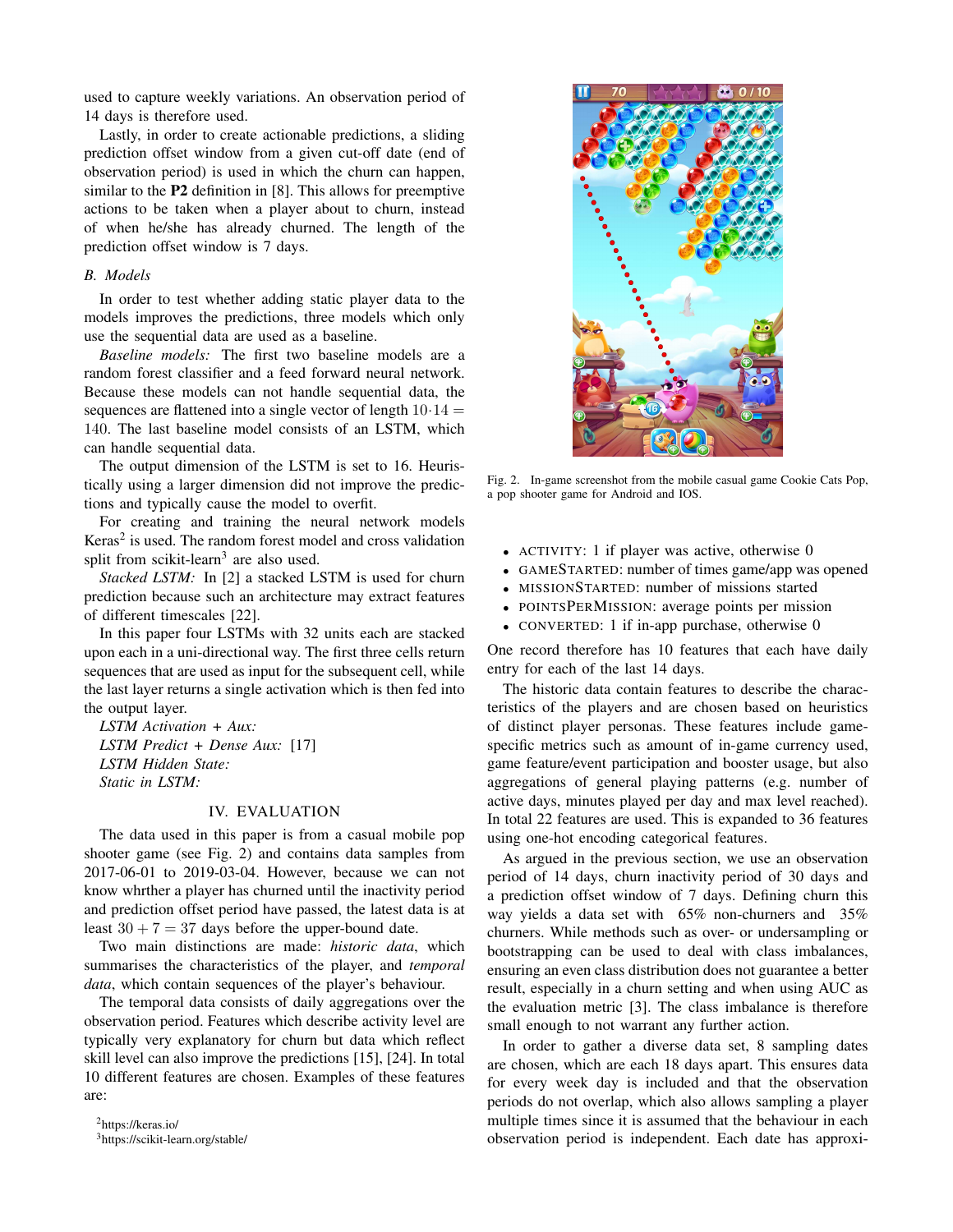used to capture weekly variations. An observation period of 14 days is therefore used.

Lastly, in order to create actionable predictions, a sliding prediction offset window from a given cut-off date (end of observation period) is used in which the churn can happen, similar to the **P2** definition in [8]. This allows for preemptive actions to be taken when a player about to churn, instead of when he/she has already churned. The length of the prediction offset window is 7 days.

### B. Models

In order to test whether adding static player data to the models improves the predictions, three models which only use the sequential data are used as a baseline.

*Baseline models:* The first two baseline models are a random forest classifier and a feed forward neural network. Because these models can not handle sequential data, the sequences are flattened into a single vector of length $10 \cdot 14 = 140$. The last baseline model consists of an LSTM, which can handle sequential data.

The output dimension of the LSTM is set to 16. Heuristically using a larger dimension did not improve the predictions and typically cause the model to overfit.

For creating and training the neural network models Keras[2] is used. The random forest model and cross validation split from scikit-learn[3] are also used.

*Stacked LSTM:* In [2] a stacked LSTM is used for churn prediction because such an architecture may extract features of different timescales [22].

In this paper four LSTMs with 32 units each are stacked upon each in a uni-directional way. The first three cells return sequences that are used as input for the subsequent cell, while the last layer returns a single activation which is then fed into the output layer.

*LSTM Activation + Aux:*

*LSTM Predict + Dense Aux:* [17]

*LSTM Hidden State:*

*Static in LSTM:*

## IV. Evaluation

The data used in this paper is from a casual mobile pop shooter game (see Fig. 2) and contains data samples from 2017-06-01 to 2019-03-04. However, because we can not know whrther a player has churned until the inactivity period and prediction offset period have passed, the latest data is at least $30 + 7 = 37$ days before the upper-bound date.

Two main distinctions are made: *historic data*, which summarises the characteristics of the player, and *temporal data*, which contain sequences of the player's behaviour.

The temporal data consists of daily aggregations over the observation period. Features which describe activity level are typically very explanatory for churn but data which reflect skill level can also improve the predictions [15], [24]. In total 10 different features are chosen. Examples of these features are:

[2]https://keras.io/

[3]https://scikit-learn.org/stable/

Fig. 2. In-game screenshot from the mobile casual game Cookie Cats Pop, a pop shooter game for Android and IOS.

- ACTIVITY: 1 if player was active, otherwise 0
- GAMESTARTED: number of times game/app was opened
- MISSIONSTARTED: number of missions started
- POINTSPERMISSION: average points per mission
- CONVERTED: 1 if in-app purchase, otherwise 0

One record therefore has 10 features that each have daily entry for each of the last 14 days.

The historic data contain features to describe the characteristics of the players and are chosen based on heuristics of distinct player personas. These features include game-specific metrics such as amount of in-game currency used, game feature/event participation and booster usage, but also aggregations of general playing patterns (e.g. number of active days, minutes played per day and max level reached). In total 22 features are used. This is expanded to 36 features using one-hot encoding categorical features.

As argued in the previous section, we use an observation period of 14 days, churn inactivity period of 30 days and a prediction offset window of 7 days. Defining churn this way yields a data set with 65% non-churners and 35% churners. While methods such as over- or undersampling or bootstrapping can be used to deal with class imbalances, ensuring an even class distribution does not guarantee a better result, especially in a churn setting and when using AUC as the evaluation metric [3]. The class imbalance is therefore small enough to not warrant any further action.

In order to gather a diverse data set, 8 sampling dates are chosen, which are each 18 days apart. This ensures data for every week day is included and that the observation periods do not overlap, which also allows sampling a player multiple times since it is assumed that the behaviour in each observation period is independent. Each date has approxi-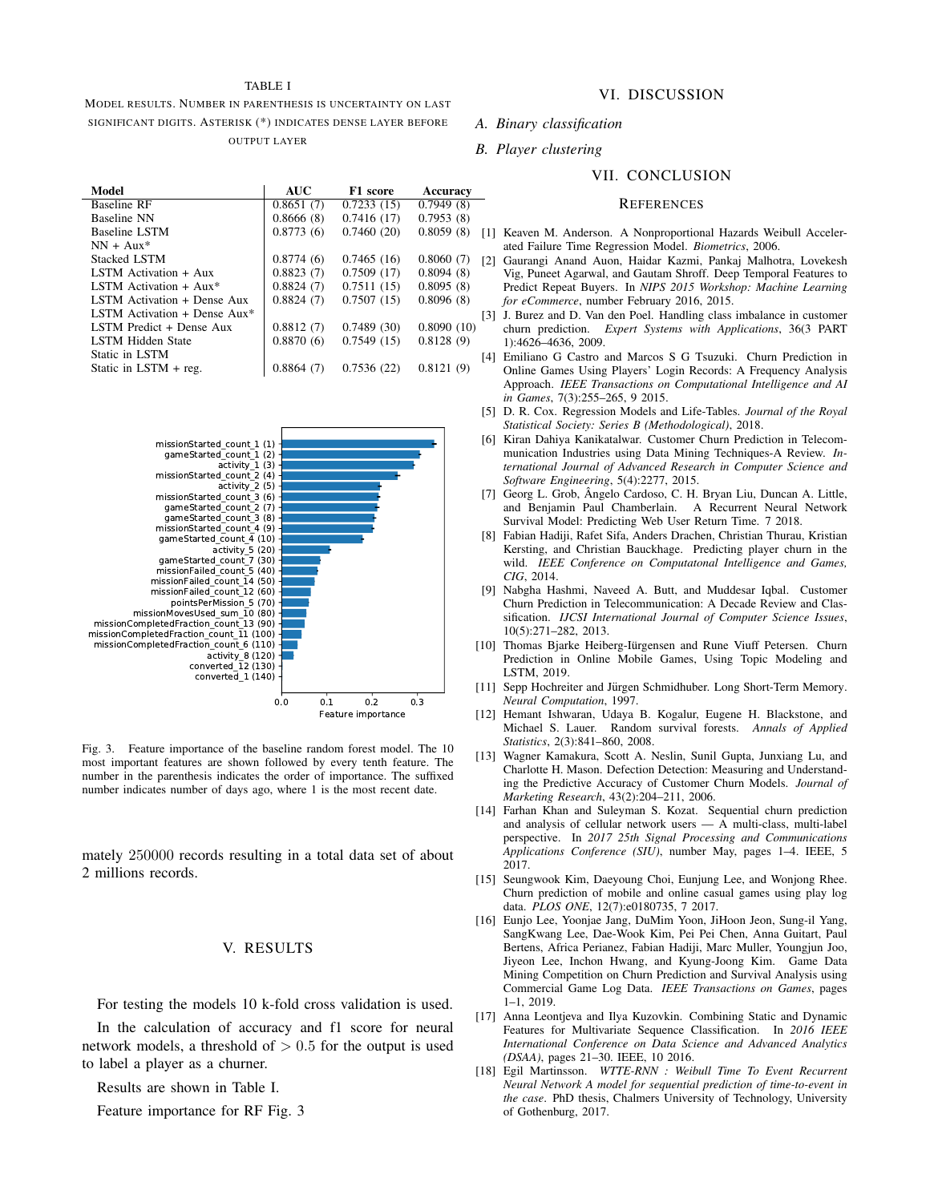TABLE I

MODEL RESULTS. NUMBER IN PARENTHESIS IS UNCERTAINTY ON LAST SIGNIFICANT DIGITS. ASTERISK (*) INDICATES DENSE LAYER BEFORE OUTPUT LAYER

| Model | AUC | F1 score | Accuracy |
|---|---|---|---|
| Baseline RF | 0.8651 (7) | 0.7233 (15) | 0.7949 (8) |
| Baseline NN | 0.8666 (8) | 0.7416 (17) | 0.7953 (8) |
| Baseline LSTM | 0.8773 (6) | 0.7460 (20) | 0.8059 (8) |
| NN + Aux* | | | |
| Stacked LSTM | 0.8774 (6) | 0.7465 (16) | 0.8060 (7) |
| LSTM Activation + Aux | 0.8823 (7) | 0.7509 (17) | 0.8094 (8) |
| LSTM Activation + Aux* | 0.8824 (7) | 0.7511 (15) | 0.8095 (8) |
| LSTM Activation + Dense Aux | 0.8824 (7) | 0.7507 (15) | 0.8096 (8) |
| LSTM Activation + Dense Aux* | | | |
| LSTM Predict + Dense Aux | 0.8812 (7) | 0.7489 (30) | 0.8090 (10) |
| LSTM Hidden State | 0.8870 (6) | 0.7549 (15) | 0.8128 (9) |
| Static in LSTM | | | |
| Static in LSTM + reg. | 0.8864 (7) | 0.7536 (22) | 0.8121 (9) |

missionStarted_count_1 (1)
gameStarted_count_1 (2)
activity_1 (3)
missionStarted_count_2 (4)
activity_2 (5)
missionStarted_count_3 (6)
gameStarted_count_2 (7)
gameStarted_count_3 (8)
missionStarted_count_4 (9)
gameStarted_count_4 (10)
activity_5 (20)
gameStarted_count_7 (30)
missionFailed_count_5 (40)
missionFailed_count_14 (50)
missionFailed_count_12 (60)
pointsPerMission_5 (70)
missionMovesUsed_sum_10 (80)
missionCompletedFraction_count_13 (90)
missionCompletedFraction_count_11 (100)
missionCompletedFraction_count_6 (110)
activity_8 (120)
converted_12 (130)
converted_1 (140)

0.0 0.1 0.2 0.3

Feature importance

Fig. 3. Feature importance of the baseline random forest model. The 10 most important features are shown followed by every tenth feature. The number in the parenthesis indicates the order of importance. The suffixed number indicates number of days ago, where 1 is the most recent date.

mately 250000 records resulting in a total data set of about 2 millions records.

## V. RESULTS

For testing the models 10 k-fold cross validation is used.

In the calculation of accuracy and f1 score for neural network models, a threshold of $> 0.5$ for the output is used to label a player as a churner.

Results are shown in Table I.

Feature importance for RF Fig. 3

## VI. DISCUSSION

### A. Binary classification

### B. Player clustering

## VII. CONCLUSION

## REFERENCES

[1] Keaven M. Anderson. A Nonproportional Hazards Weibull Accelerated Failure Time Regression Model. *Biometrics*, 2006.

[2] Gaurangi Anand Auon, Haidar Kazmi, Pankaj Malhotra, Lovekesh Vig, Puneet Agarwal, and Gautam Shroff. Deep Temporal Features to Predict Repeat Buyers. In *NIPS 2015 Workshop: Machine Learning for eCommerce*, number February 2016, 2015.

[3] J. Burez and D. Van den Poel. Handling class imbalance in customer churn prediction. *Expert Systems with Applications*, 36(3 PART 1):4626–4636, 2009.

[4] Emiliano G Castro and Marcos S G Tsuzuki. Churn Prediction in Online Games Using Players' Login Records: A Frequency Analysis Approach. *IEEE Transactions on Computational Intelligence and AI in Games*, 7(3):255–265, 9 2015.

[5] D. R. Cox. Regression Models and Life-Tables. *Journal of the Royal Statistical Society: Series B (Methodological)*, 2018.

[6] Kiran Dahiya Kanikatalwar. Customer Churn Prediction in Telecommunication Industries using Data Mining Techniques-A Review. *International Journal of Advanced Research in Computer Science and Software Engineering*, 5(4):2277, 2015.

[7] Georg L. Grob, Ângelo Cardoso, C. H. Bryan Liu, Duncan A. Little, and Benjamin Paul Chamberlain. A Recurrent Neural Network Survival Model: Predicting Web User Return Time. 7 2018.

[8] Fabian Hadiji, Rafet Sifa, Anders Drachen, Christian Thurau, Kristian Kersting, and Christian Bauckhage. Predicting player churn in the wild. *IEEE Conference on Computatonal Intelligence and Games, CIG*, 2014.

[9] Nabgha Hashmi, Naveed A. Butt, and Muddesar Iqbal. Customer Churn Prediction in Telecommunication: A Decade Review and Classification. *IJCSI International Journal of Computer Science Issues*, 10(5):271–282, 2013.

[10] Thomas Bjarke Heiberg-Iürgensen and Rune Viuff Petersen. Churn Prediction in Online Mobile Games, Using Topic Modeling and LSTM, 2019.

[11] Sepp Hochreiter and Jürgen Schmidhuber. Long Short-Term Memory. *Neural Computation*, 1997.

[12] Hemant Ishwaran, Udaya B. Kogalur, Eugene H. Blackstone, and Michael S. Lauer. Random survival forests. *Annals of Applied Statistics*, 2(3):841–860, 2008.

[13] Wagner Kamakura, Scott A. Neslin, Sunil Gupta, Junxiang Lu, and Charlotte H. Mason. Defection Detection: Measuring and Understanding the Predictive Accuracy of Customer Churn Models. *Journal of Marketing Research*, 43(2):204–211, 2006.

[14] Farhan Khan and Suleyman S. Kozat. Sequential churn prediction and analysis of cellular network users — A multi-class, multi-label perspective. In *2017 25th Signal Processing and Communications Applications Conference (SIU)*, number May, pages 1–4. IEEE, 5 2017.

[15] Seungwook Kim, Daeyoung Choi, Eunjung Lee, and Wonjong Rhee. Churn prediction of mobile and online casual games using play log data. *PLOS ONE*, 12(7):e0180735, 7 2017.

[16] Eunjo Lee, Yoonjae Jang, DuMim Yoon, JiHoon Jeon, Sung-il Yang, SangKwang Lee, Dae-Wook Kim, Pei Pei Chen, Anna Guitart, Paul Bertens, Africa Perianez, Fabian Hadiji, Marc Muller, Youngjun Joo, Jiyeon Lee, Inchon Hwang, and Kyung-Joong Kim. Game Data Mining Competition on Churn Prediction and Survival Analysis using Commercial Game Log Data. *IEEE Transactions on Games*, pages 1–1, 2019.

[17] Anna Leontjeva and Ilya Kuzovkin. Combining Static and Dynamic Features for Multivariate Sequence Classification. In *2016 IEEE International Conference on Data Science and Advanced Analytics (DSAA)*, pages 21–30. IEEE, 10 2016.

[18] Egil Martinsson. *WTTE-RNN : Weibull Time To Event Recurrent Neural Network A model for sequential prediction of time-to-event in the case*. PhD thesis, Chalmers University of Technology, University of Gothenburg, 2017.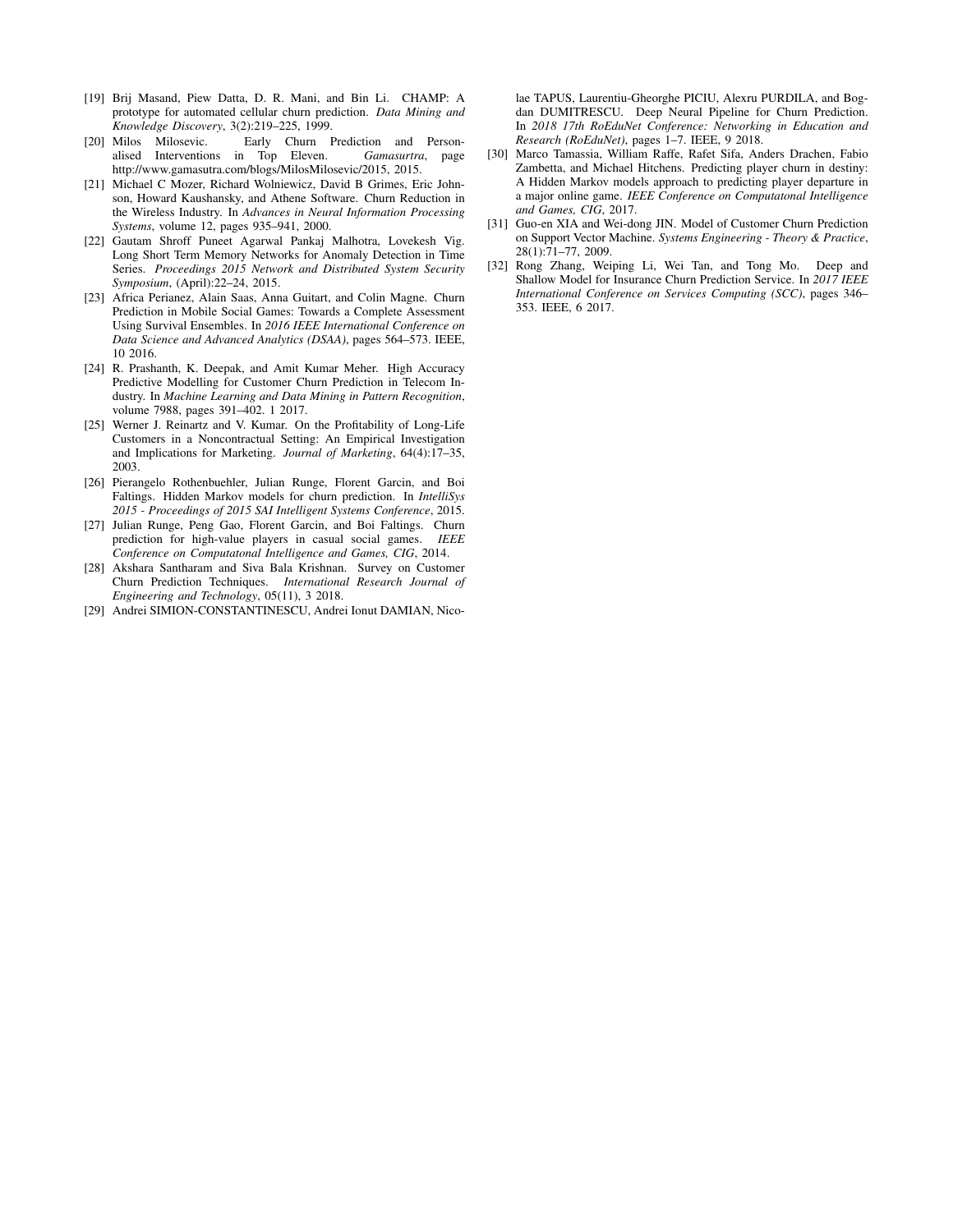[19] Brij Masand, Piew Datta, D. R. Mani, and Bin Li. CHAMP: A prototype for automated cellular churn prediction. *Data Mining and Knowledge Discovery*, 3(2):219–225, 1999.

[20] Milos Milosevic. Early Churn Prediction and Personalised Interventions in Top Eleven. *Gamasurtra*, page http://www.gamasutra.com/blogs/MilosMilosevic/2015, 2015.

[21] Michael C Mozer, Richard Wolniewicz, David B Grimes, Eric Johnson, Howard Kaushansky, and Athene Software. Churn Reduction in the Wireless Industry. In *Advances in Neural Information Processing Systems*, volume 12, pages 935–941, 2000.

[22] Gautam Shroff Puneet Agarwal Pankaj Malhotra, Lovekesh Vig. Long Short Term Memory Networks for Anomaly Detection in Time Series. *Proceedings 2015 Network and Distributed System Security Symposium*, (April):22–24, 2015.

[23] Africa Perianez, Alain Saas, Anna Guitart, and Colin Magne. Churn Prediction in Mobile Social Games: Towards a Complete Assessment Using Survival Ensembles. In *2016 IEEE International Conference on Data Science and Advanced Analytics (DSAA)*, pages 564–573. IEEE, 10 2016.

[24] R. Prashanth, K. Deepak, and Amit Kumar Meher. High Accuracy Predictive Modelling for Customer Churn Prediction in Telecom Industry. In *Machine Learning and Data Mining in Pattern Recognition*, volume 7988, pages 391–402. 1 2017.

[25] Werner J. Reinartz and V. Kumar. On the Profitability of Long-Life Customers in a Noncontractual Setting: An Empirical Investigation and Implications for Marketing. *Journal of Marketing*, 64(4):17–35, 2003.

[26] Pierangelo Rothenbuehler, Julian Runge, Florent Garcin, and Boi Faltings. Hidden Markov models for churn prediction. In *IntelliSys 2015 - Proceedings of 2015 SAI Intelligent Systems Conference*, 2015.

[27] Julian Runge, Peng Gao, Florent Garcin, and Boi Faltings. Churn prediction for high-value players in casual social games. *IEEE Conference on Computatonal Intelligence and Games, CIG*, 2014.

[28] Akshara Santharam and Siva Bala Krishnan. Survey on Customer Churn Prediction Techniques. *International Research Journal of Engineering and Technology*, 05(11), 3 2018.

[29] Andrei SIMION-CONSTANTINESCU, Andrei Ionut DAMIAN, Nicolae TAPUS, Laurentiu-Gheorghe PICIU, Alexru PURDILA, and Bogdan DUMITRESCU. Deep Neural Pipeline for Churn Prediction. In *2018 17th RoEduNet Conference: Networking in Education and Research (RoEduNet)*, pages 1–7. IEEE, 9 2018.

[30] Marco Tamassia, William Raffe, Rafet Sifa, Anders Drachen, Fabio Zambetta, and Michael Hitchens. Predicting player churn in destiny: A Hidden Markov models approach to predicting player departure in a major online game. *IEEE Conference on Computatonal Intelligence and Games, CIG*, 2017.

[31] Guo-en XIA and Wei-dong JIN. Model of Customer Churn Prediction on Support Vector Machine. *Systems Engineering - Theory & Practice*, 28(1):71–77, 2009.

[32] Rong Zhang, Weiping Li, Wei Tan, and Tong Mo. Deep and Shallow Model for Insurance Churn Prediction Service. In *2017 IEEE International Conference on Services Computing (SCC)*, pages 346–353. IEEE, 6 2017.